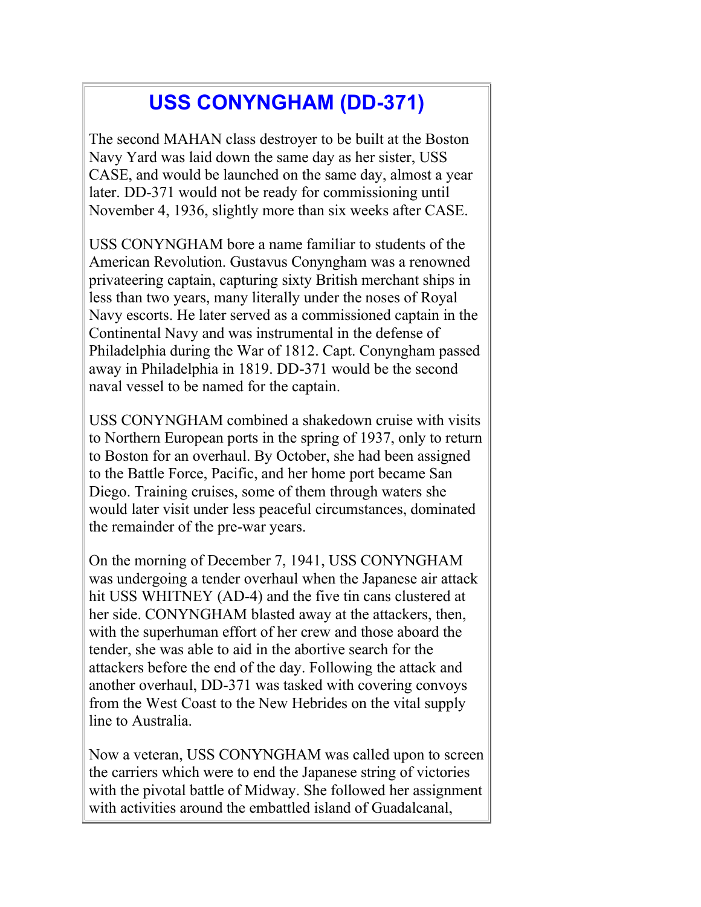# USS CONYNGHAM (DD-371)

The second MAHAN class destroyer to be built at the Boston Navy Yard was laid down the same day as her sister, USS CASE, and would be launched on the same day, almost a year later. DD-371 would not be ready for commissioning until November 4, 1936, slightly more than six weeks after CASE.

USS CONYNGHAM bore a name familiar to students of the American Revolution. Gustavus Conyngham was a renowned privateering captain, capturing sixty British merchant ships in less than two years, many literally under the noses of Royal Navy escorts. He later served as a commissioned captain in the Continental Navy and was instrumental in the defense of Philadelphia during the War of 1812. Capt. Conyngham passed away in Philadelphia in 1819. DD-371 would be the second naval vessel to be named for the captain.

USS CONYNGHAM combined a shakedown cruise with visits to Northern European ports in the spring of 1937, only to return to Boston for an overhaul. By October, she had been assigned to the Battle Force, Pacific, and her home port became San Diego. Training cruises, some of them through waters she would later visit under less peaceful circumstances, dominated the remainder of the pre-war years.

On the morning of December 7, 1941, USS CONYNGHAM was undergoing a tender overhaul when the Japanese air attack hit USS WHITNEY (AD-4) and the five tin cans clustered at her side. CONYNGHAM blasted away at the attackers, then, with the superhuman effort of her crew and those aboard the tender, she was able to aid in the abortive search for the attackers before the end of the day. Following the attack and another overhaul, DD-371 was tasked with covering convoys from the West Coast to the New Hebrides on the vital supply line to Australia.

Now a veteran, USS CONYNGHAM was called upon to screen the carriers which were to end the Japanese string of victories with the pivotal battle of Midway. She followed her assignment with activities around the embattled island of Guadalcanal,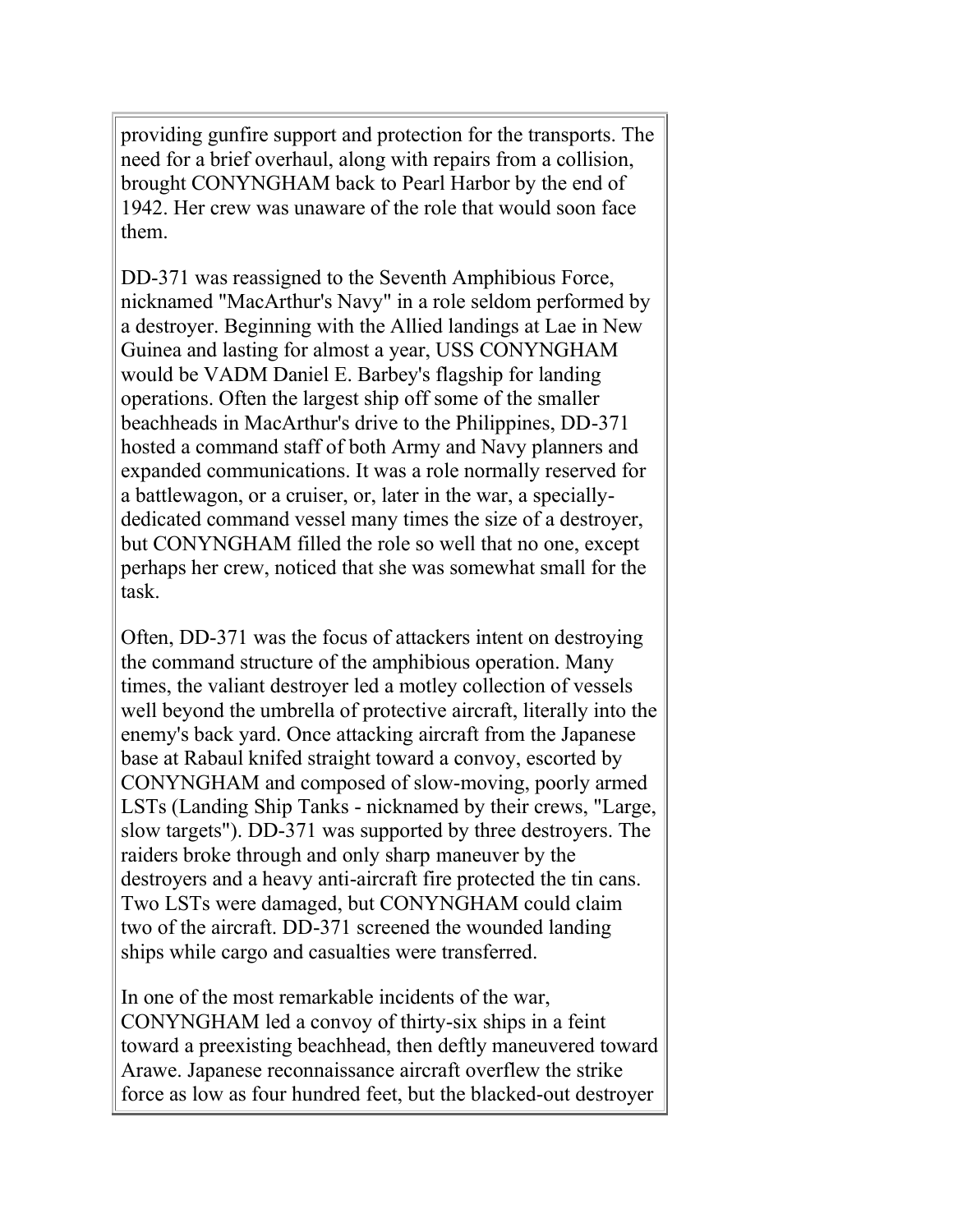providing gunfire support and protection for the transports. The need for a brief overhaul, along with repairs from a collision, brought CONYNGHAM back to Pearl Harbor by the end of 1942. Her crew was unaware of the role that would soon face them.

DD-371 was reassigned to the Seventh Amphibious Force, nicknamed "MacArthur's Navy" in a role seldom performed by a destroyer. Beginning with the Allied landings at Lae in New Guinea and lasting for almost a year, USS CONYNGHAM would be VADM Daniel E. Barbey's flagship for landing operations. Often the largest ship off some of the smaller beachheads in MacArthur's drive to the Philippines, DD-371 hosted a command staff of both Army and Navy planners and expanded communications. It was a role normally reserved for a battlewagon, or a cruiser, or, later in the war, a specially-dedicated command vessel many times the size of a destroyer, but CONYNGHAM filled the role so well that no one, except perhaps her crew, noticed that she was somewhat small for the task.

Often, DD-371 was the focus of attackers intent on destroying the command structure of the amphibious operation. Many times, the valiant destroyer led a motley collection of vessels well beyond the umbrella of protective aircraft, literally into the enemy's back yard. Once attacking aircraft from the Japanese base at Rabaul knifed straight toward a convoy, escorted by CONYNGHAM and composed of slow-moving, poorly armed LSTs (Landing Ship Tanks - nicknamed by their crews, "Large, slow targets"). DD-371 was supported by three destroyers. The raiders broke through and only sharp maneuver by the destroyers and a heavy anti-aircraft fire protected the tin cans. Two LSTs were damaged, but CONYNGHAM could claim two of the aircraft. DD-371 screened the wounded landing ships while cargo and casualties were transferred.

In one of the most remarkable incidents of the war, CONYNGHAM led a convoy of thirty-six ships in a feint toward a preexisting beachhead, then deftly maneuvered toward Arawe. Japanese reconnaissance aircraft overflew the strike force as low as four hundred feet, but the blacked-out destroyer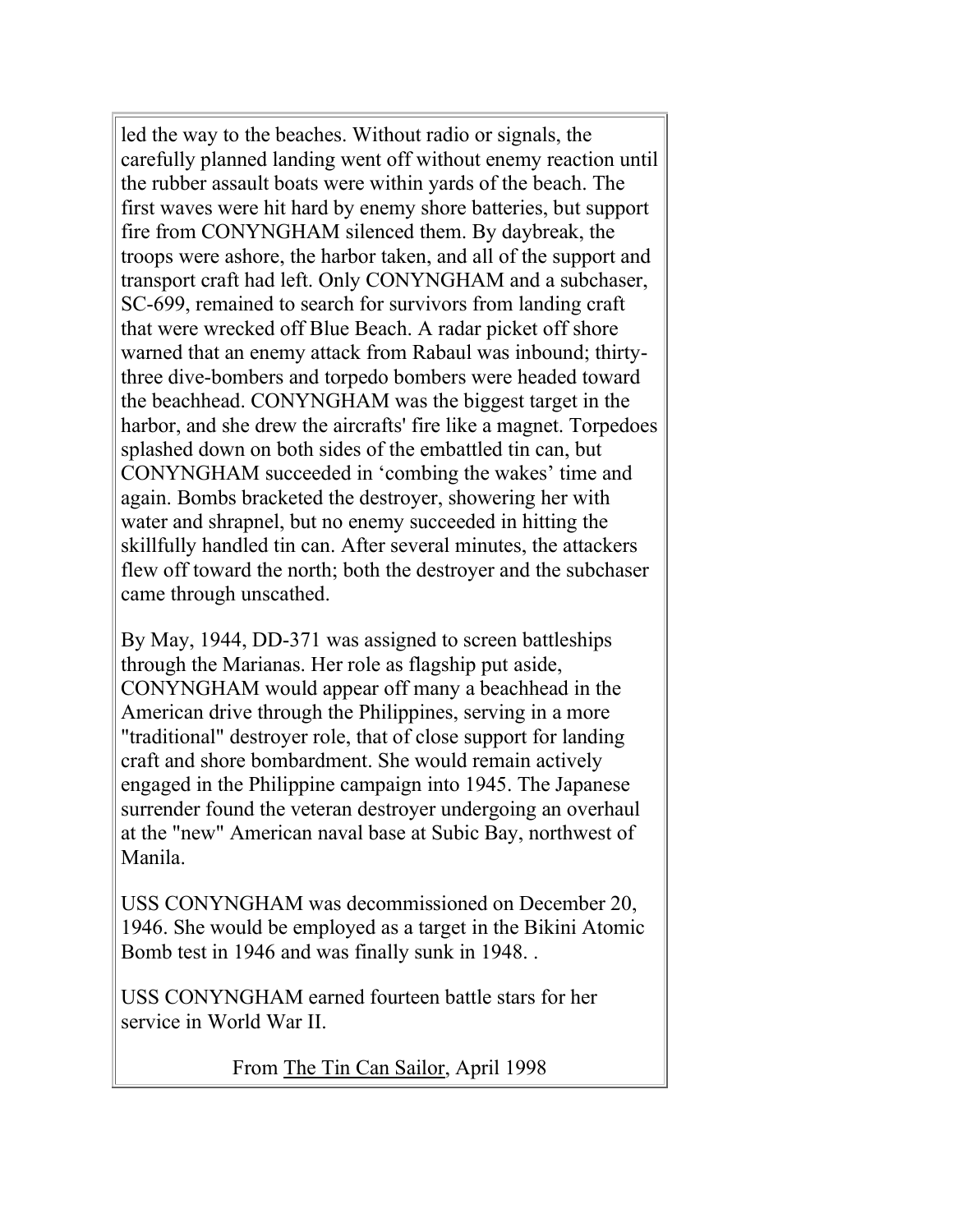led the way to the beaches. Without radio or signals, the carefully planned landing went off without enemy reaction until the rubber assault boats were within yards of the beach. The first waves were hit hard by enemy shore batteries, but support fire from CONYNGHAM silenced them. By daybreak, the troops were ashore, the harbor taken, and all of the support and transport craft had left. Only CONYNGHAM and a subchaser, SC-699, remained to search for survivors from landing craft that were wrecked off Blue Beach. A radar picket off shore warned that an enemy attack from Rabaul was inbound; thirty-three dive-bombers and torpedo bombers were headed toward the beachhead. CONYNGHAM was the biggest target in the harbor, and she drew the aircrafts' fire like a magnet. Torpedoes splashed down on both sides of the embattled tin can, but CONYNGHAM succeeded in 'combing the wakes' time and again. Bombs bracketed the destroyer, showering her with water and shrapnel, but no enemy succeeded in hitting the skillfully handled tin can. After several minutes, the attackers flew off toward the north; both the destroyer and the subchaser came through unscathed.

By May, 1944, DD-371 was assigned to screen battleships through the Marianas. Her role as flagship put aside, CONYNGHAM would appear off many a beachhead in the American drive through the Philippines, serving in a more "traditional" destroyer role, that of close support for landing craft and shore bombardment. She would remain actively engaged in the Philippine campaign into 1945. The Japanese surrender found the veteran destroyer undergoing an overhaul at the "new" American naval base at Subic Bay, northwest of Manila.

USS CONYNGHAM was decommissioned on December 20, 1946. She would be employed as a target in the Bikini Atomic Bomb test in 1946 and was finally sunk in 1948. .

USS CONYNGHAM earned fourteen battle stars for her service in World War II.

From The Tin Can Sailor, April 1998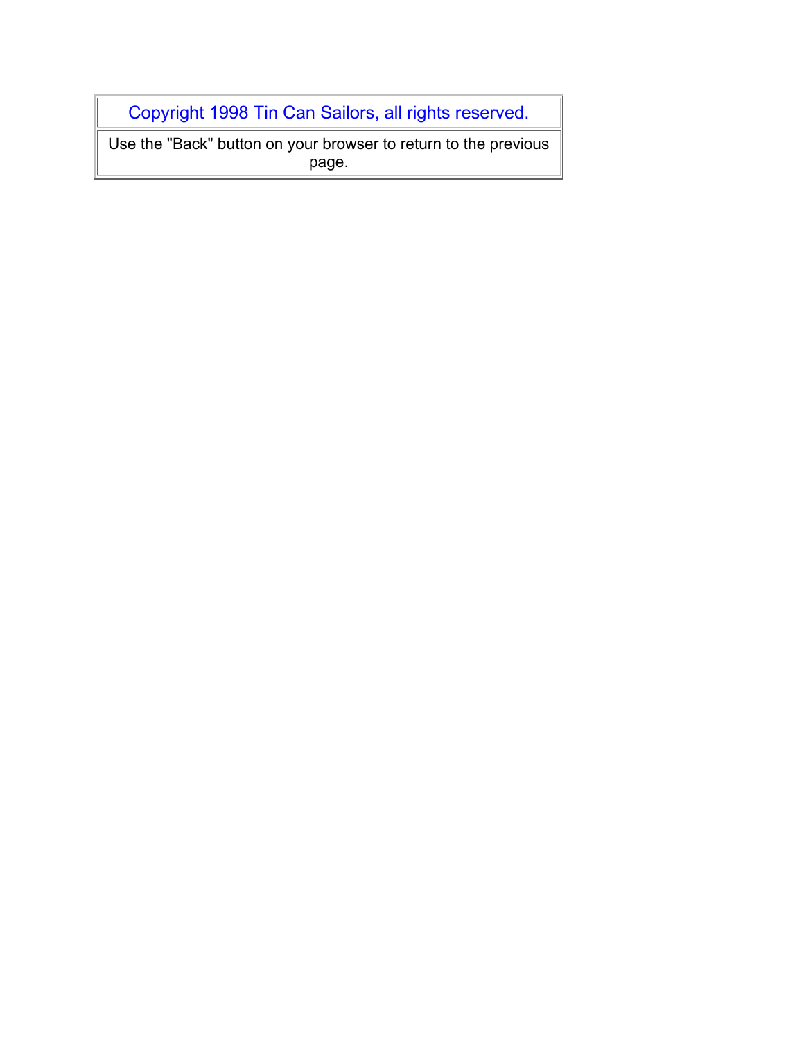| Copyright 1998 Tin Can Sailors, all rights reserved. |
| --- |
| Use the "Back" button on your browser to return to the previous page. |